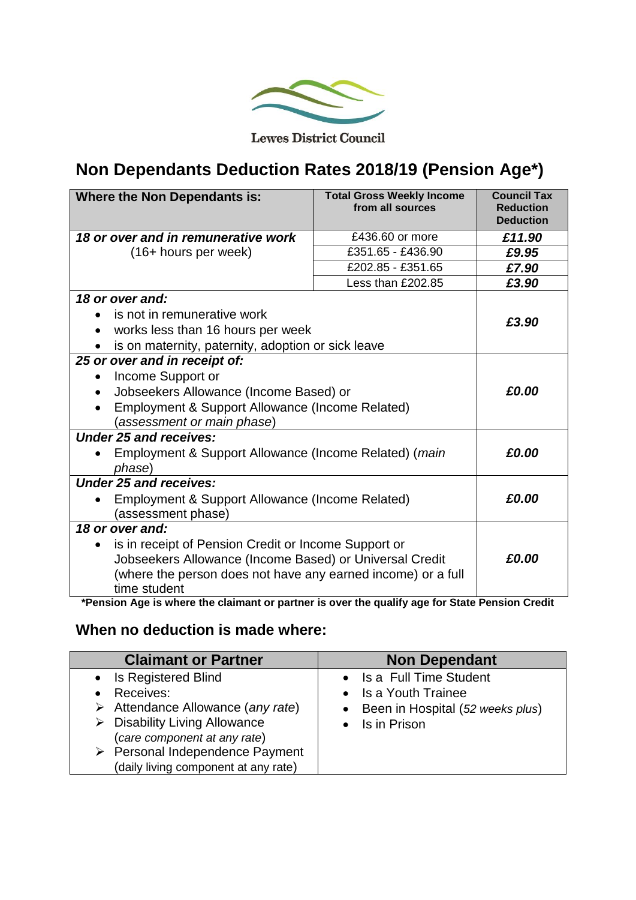Lewes District Council

# Non Dependants Deduction Rates 2018/19 (Pension Age*)

| Where the Non Dependants is: | Total Gross Weekly Income from all sources | Council Tax Reduction Deduction |
|---|---|---|
| ***18 or over and in remunerative work*** (16+ hours per week) | £436.60 or more | ***£11.90*** |
| | £351.65 - £436.90 | ***£9.95*** |
| | £202.85 - £351.65 | ***£7.90*** |
| | Less than £202.85 | ***£3.90*** |
| ***18 or over and:*** • is not in remunerative work • works less than 16 hours per week • is on maternity, paternity, adoption or sick leave | | ***£3.90*** |
| ***25 or over and in receipt of:*** • Income Support or • Jobseekers Allowance (Income Based) or • Employment & Support Allowance (Income Related) (*assessment or main phase*) | | ***£0.00*** |
| ***Under 25 and receives:*** • Employment & Support Allowance (Income Related) (*main phase*) | | ***£0.00*** |
| ***Under 25 and receives:*** • Employment & Support Allowance (Income Related) (assessment phase) | | ***£0.00*** |
| ***18 or over and:*** • is in receipt of Pension Credit or Income Support or Jobseekers Allowance (Income Based) or Universal Credit (where the person does not have any earned income) or a full time student | | ***£0.00*** |

***Pension Age is where the claimant or partner is over the qualify age for State Pension Credit**

## When no deduction is made where:

| Claimant or Partner | Non Dependant |
|---|---|
| • Is Registered Blind<br>• Receives:<br>➢ Attendance Allowance (*any rate*)<br>➢ Disability Living Allowance (*care component at any rate*)<br>➢ Personal Independence Payment (daily living component at any rate) | • Is a Full Time Student<br>• Is a Youth Trainee<br>• Been in Hospital (*52 weeks plus*)<br>• Is in Prison |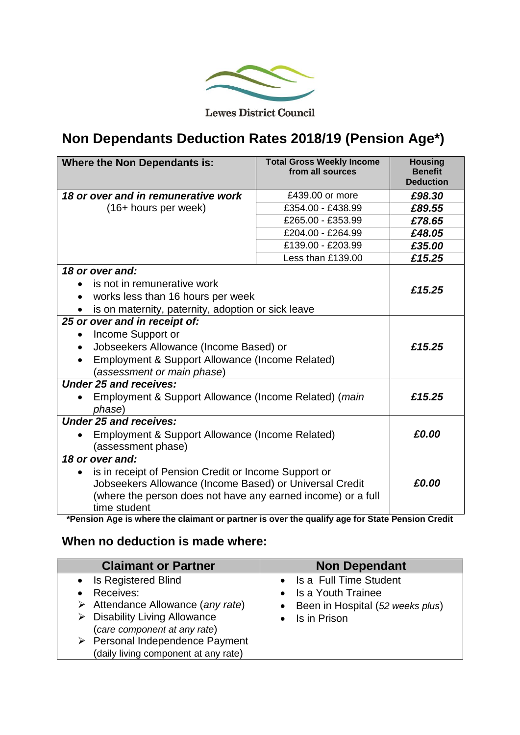Lewes District Council

# Non Dependants Deduction Rates 2018/19 (Pension Age*)

| Where the Non Dependants is: | Total Gross Weekly Income from all sources | Housing Benefit Deduction |
|---|---|---|
| ***18 or over and in remunerative work*** (16+ hours per week) | £439.00 or more | ***£98.30*** |
| | £354.00 - £438.99 | ***£89.55*** |
| | £265.00 - £353.99 | ***£78.65*** |
| | £204.00 - £264.99 | ***£48.05*** |
| | £139.00 - £203.99 | ***£35.00*** |
| | Less than £139.00 | ***£15.25*** |
| ***18 or over and:*** <br>• is not in remunerative work <br>• works less than 16 hours per week <br>• is on maternity, paternity, adoption or sick leave | | ***£15.25*** |
| ***25 or over and in receipt of:*** <br>• Income Support or <br>• Jobseekers Allowance (Income Based) or <br>• Employment & Support Allowance (Income Related) (*assessment or main phase*) | | ***£15.25*** |
| ***Under 25 and receives:*** <br>• Employment & Support Allowance (Income Related) (*main phase*) | | ***£15.25*** |
| ***Under 25 and receives:*** <br>• Employment & Support Allowance (Income Related) (assessment phase) | | ***£0.00*** |
| ***18 or over and:*** <br>• is in receipt of Pension Credit or Income Support or Jobseekers Allowance (Income Based) or Universal Credit (where the person does not have any earned income) or a full time student | | ***£0.00*** |

***Pension Age is where the claimant or partner is over the qualify age for State Pension Credit**

## When no deduction is made where:

| Claimant or Partner | Non Dependant |
|---|---|
| • Is Registered Blind <br>• Receives: <br>➢ Attendance Allowance (*any rate*) <br>➢ Disability Living Allowance (*care component at any rate*) <br>➢ Personal Independence Payment (daily living component at any rate) | • Is a Full Time Student <br>• Is a Youth Trainee <br>• Been in Hospital (*52 weeks plus*) <br>• Is in Prison |